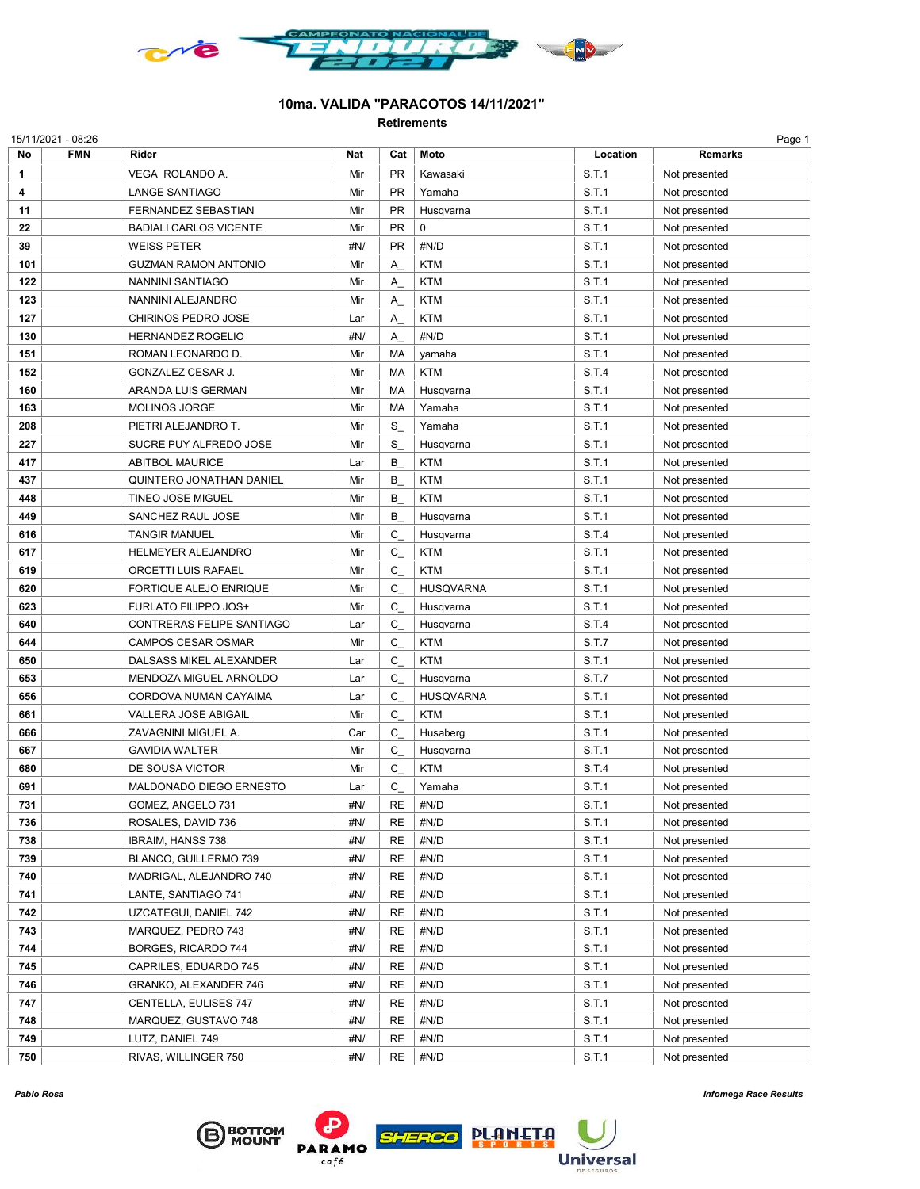## 10ma. VALIDA "PARACOTOS 14/11/2021"

### Retirements

15/11/2021 - 08:26

| No | FMN | Rider | Nat | Cat | Moto | Location | Remarks |
|---|---|---|---|---|---|---|---|
| 1 | | VEGA ROLANDO A. | Mir | PR | Kawasaki | S.T.1 | Not presented |
| 4 | | LANGE SANTIAGO | Mir | PR | Yamaha | S.T.1 | Not presented |
| 11 | | FERNANDEZ SEBASTIAN | Mir | PR | Husqvarna | S.T.1 | Not presented |
| 22 | | BADIALI CARLOS VICENTE | Mir | PR | 0 | S.T.1 | Not presented |
| 39 | | WEISS PETER | #N/ | PR | #N/D | S.T.1 | Not presented |
| 101 | | GUZMAN RAMON ANTONIO | Mir | A_ | KTM | S.T.1 | Not presented |
| 122 | | NANNINI SANTIAGO | Mir | A_ | KTM | S.T.1 | Not presented |
| 123 | | NANNINI ALEJANDRO | Mir | A_ | KTM | S.T.1 | Not presented |
| 127 | | CHIRINOS PEDRO JOSE | Lar | A_ | KTM | S.T.1 | Not presented |
| 130 | | HERNANDEZ ROGELIO | #N/ | A_ | #N/D | S.T.1 | Not presented |
| 151 | | ROMAN LEONARDO D. | Mir | MA | yamaha | S.T.1 | Not presented |
| 152 | | GONZALEZ CESAR J. | Mir | MA | KTM | S.T.4 | Not presented |
| 160 | | ARANDA LUIS GERMAN | Mir | MA | Husqvarna | S.T.1 | Not presented |
| 163 | | MOLINOS JORGE | Mir | MA | Yamaha | S.T.1 | Not presented |
| 208 | | PIETRI ALEJANDRO T. | Mir | S_ | Yamaha | S.T.1 | Not presented |
| 227 | | SUCRE PUY ALFREDO JOSE | Mir | S_ | Husqvarna | S.T.1 | Not presented |
| 417 | | ABITBOL MAURICE | Lar | B_ | KTM | S.T.1 | Not presented |
| 437 | | QUINTERO JONATHAN DANIEL | Mir | B_ | KTM | S.T.1 | Not presented |
| 448 | | TINEO JOSE MIGUEL | Mir | B_ | KTM | S.T.1 | Not presented |
| 449 | | SANCHEZ RAUL JOSE | Mir | B_ | Husqvarna | S.T.1 | Not presented |
| 616 | | TANGIR MANUEL | Mir | C_ | Husqvarna | S.T.4 | Not presented |
| 617 | | HELMEYER ALEJANDRO | Mir | C_ | KTM | S.T.1 | Not presented |
| 619 | | ORCETTI LUIS RAFAEL | Mir | C_ | KTM | S.T.1 | Not presented |
| 620 | | FORTIQUE ALEJO ENRIQUE | Mir | C_ | HUSQVARNA | S.T.1 | Not presented |
| 623 | | FURLATO FILIPPO JOS+ | Mir | C_ | Husqvarna | S.T.1 | Not presented |
| 640 | | CONTRERAS FELIPE SANTIAGO | Lar | C_ | Husqvarna | S.T.4 | Not presented |
| 644 | | CAMPOS CESAR OSMAR | Mir | C_ | KTM | S.T.7 | Not presented |
| 650 | | DALSASS MIKEL ALEXANDER | Lar | C_ | KTM | S.T.1 | Not presented |
| 653 | | MENDOZA MIGUEL ARNOLDO | Lar | C_ | Husqvarna | S.T.7 | Not presented |
| 656 | | CORDOVA NUMAN CAYAIMA | Lar | C_ | HUSQVARNA | S.T.1 | Not presented |
| 661 | | VALLERA JOSE ABIGAIL | Mir | C_ | KTM | S.T.1 | Not presented |
| 666 | | ZAVAGNINI MIGUEL A. | Car | C_ | Husaberg | S.T.1 | Not presented |
| 667 | | GAVIDIA WALTER | Mir | C_ | Husqvarna | S.T.1 | Not presented |
| 680 | | DE SOUSA VICTOR | Mir | C_ | KTM | S.T.4 | Not presented |
| 691 | | MALDONADO DIEGO ERNESTO | Lar | C_ | Yamaha | S.T.1 | Not presented |
| 731 | | GOMEZ, ANGELO 731 | #N/ | RE | #N/D | S.T.1 | Not presented |
| 736 | | ROSALES, DAVID 736 | #N/ | RE | #N/D | S.T.1 | Not presented |
| 738 | | IBRAIM, HANSS 738 | #N/ | RE | #N/D | S.T.1 | Not presented |
| 739 | | BLANCO, GUILLERMO 739 | #N/ | RE | #N/D | S.T.1 | Not presented |
| 740 | | MADRIGAL, ALEJANDRO 740 | #N/ | RE | #N/D | S.T.1 | Not presented |
| 741 | | LANTE, SANTIAGO 741 | #N/ | RE | #N/D | S.T.1 | Not presented |
| 742 | | UZCATEGUI, DANIEL 742 | #N/ | RE | #N/D | S.T.1 | Not presented |
| 743 | | MARQUEZ, PEDRO 743 | #N/ | RE | #N/D | S.T.1 | Not presented |
| 744 | | BORGES, RICARDO 744 | #N/ | RE | #N/D | S.T.1 | Not presented |
| 745 | | CAPRILES, EDUARDO 745 | #N/ | RE | #N/D | S.T.1 | Not presented |
| 746 | | GRANKO, ALEXANDER 746 | #N/ | RE | #N/D | S.T.1 | Not presented |
| 747 | | CENTELLA, EULISES 747 | #N/ | RE | #N/D | S.T.1 | Not presented |
| 748 | | MARQUEZ, GUSTAVO 748 | #N/ | RE | #N/D | S.T.1 | Not presented |
| 749 | | LUTZ, DANIEL 749 | #N/ | RE | #N/D | S.T.1 | Not presented |
| 750 | | RIVAS, WILLINGER 750 | #N/ | RE | #N/D | S.T.1 | Not presented |

*Pablo Rosa*

*Infomega Race Results*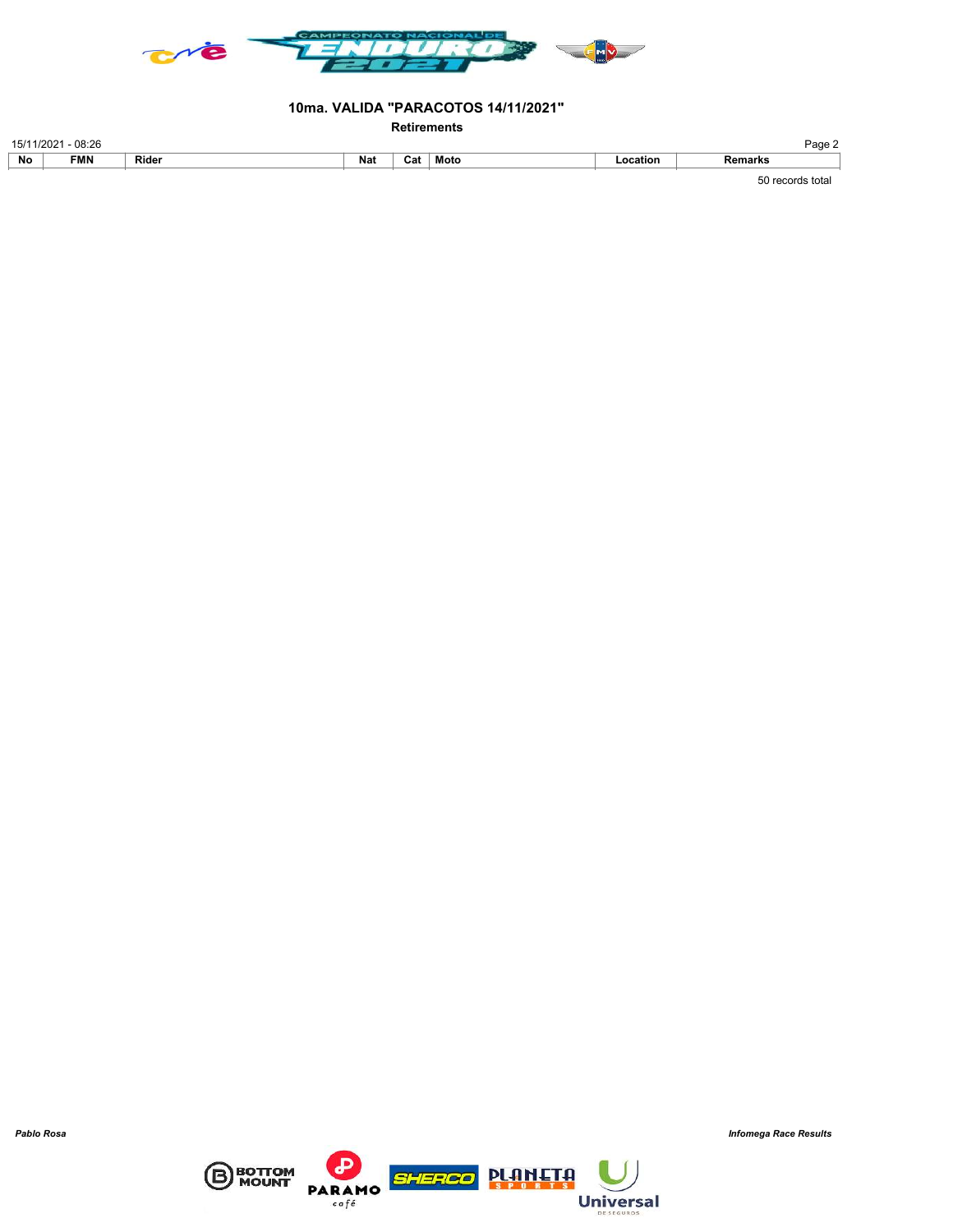### 10ma. VALIDA "PARACOTOS 14/11/2021"

**Retirements**

15/11/2021 - 08:26

| No | FMN | Rider | Nat | Cat | Moto | Location | Remarks |
|---|---|---|---|---|---|---|---|

50 records total

*Pablo Rosa*

*Infomega Race Results*